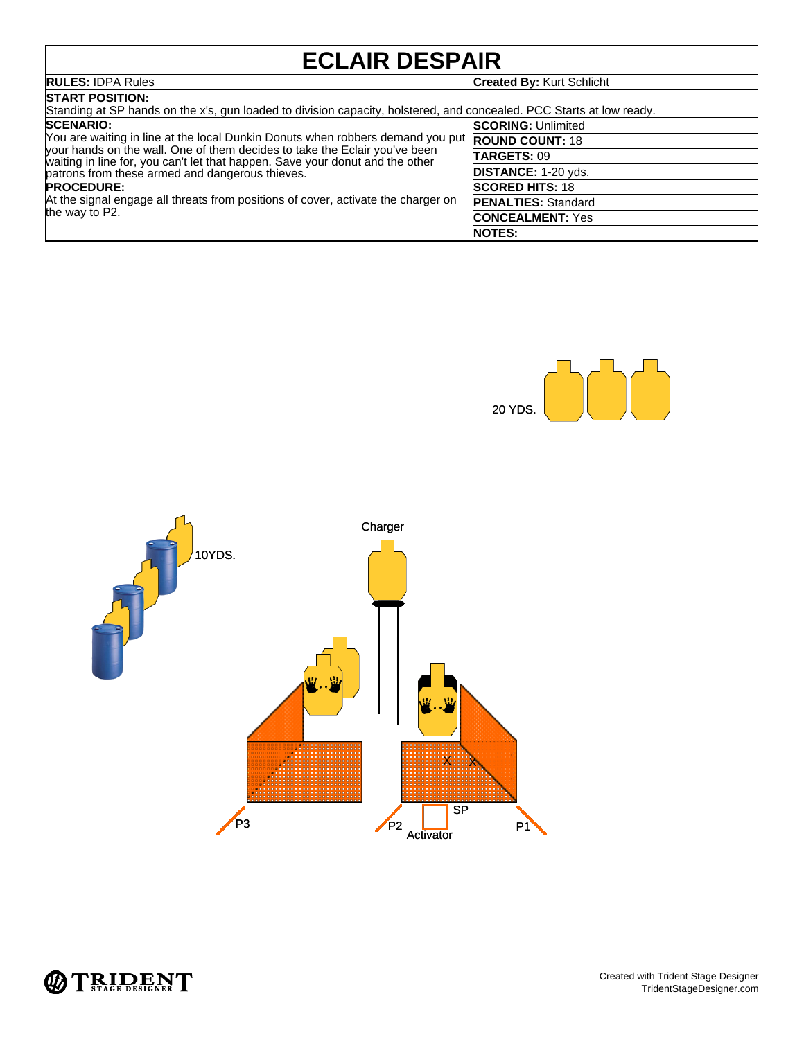# ECLAIR DESPAIR

| | |
|---|---|
| **RULES:** IDPA Rules | **Created By:** Kurt Schlicht |

**START POSITION:**
Standing at SP hands on the x's, gun loaded to division capacity, holstered, and concealed. PCC Starts at low ready.

**SCENARIO:**
You are waiting in line at the local Dunkin Donuts when robbers demand you put your hands on the wall. One of them decides to take the Eclair you've been waiting in line for, you can't let that happen. Save your donut and the other patrons from these armed and dangerous thieves.

**PROCEDURE:**
At the signal engage all threats from positions of cover, activate the charger on the way to P2.

| | |
|---|---|
| **SCORING:** | Unlimited |
| **ROUND COUNT:** | 18 |
| **TARGETS:** | 09 |
| **DISTANCE:** | 1-20 yds. |
| **SCORED HITS:** | 18 |
| **PENALTIES:** | Standard |
| **CONCEALMENT:** | Yes |
| **NOTES:** | |

20 YDS.

10YDS.

Charger

X X

SP

P3 P2 Activator P1

Created with Trident Stage Designer
TridentStageDesigner.com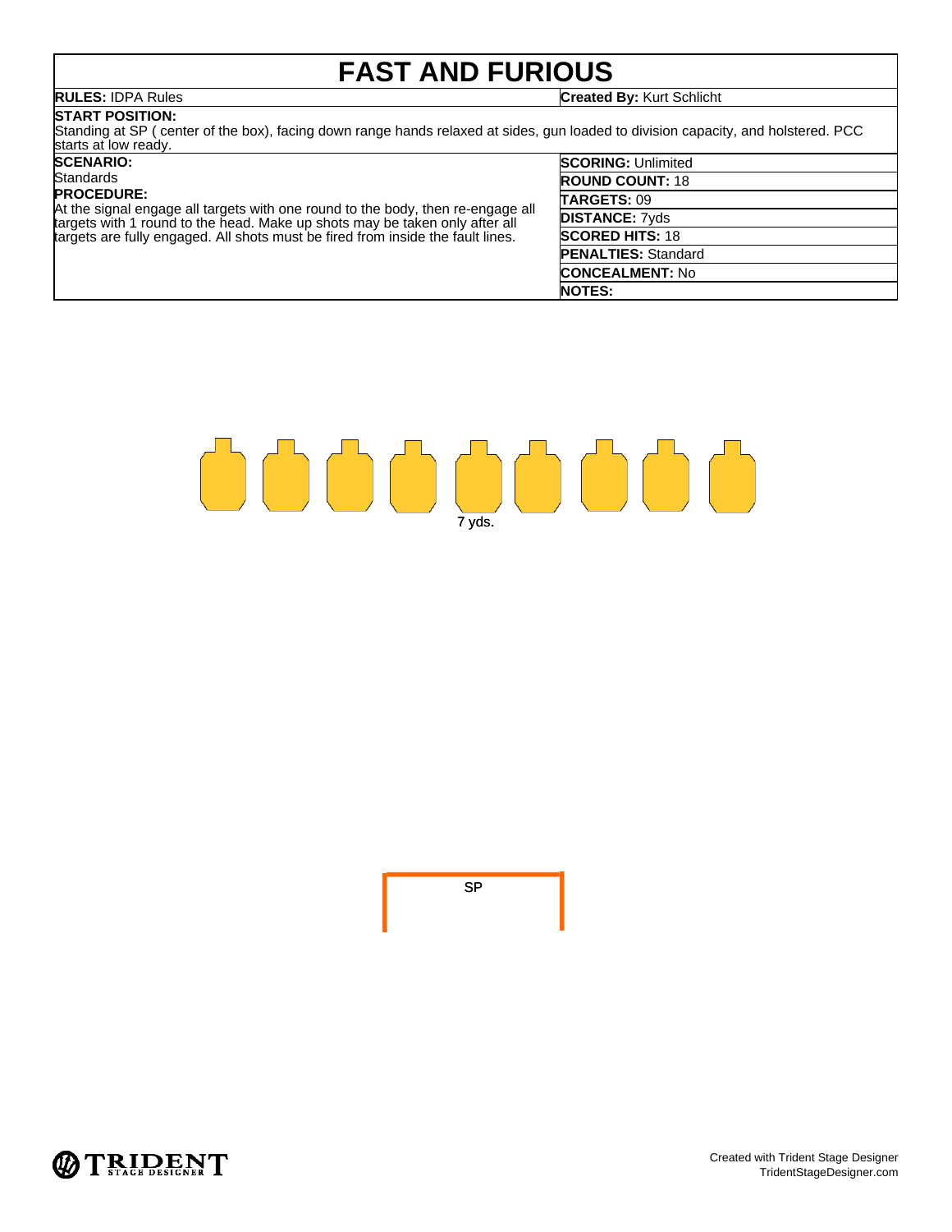# FAST AND FURIOUS

**RULES:** IDPA Rules

**Created By:** Kurt Schlicht

**START POSITION:**
Standing at SP ( center of the box), facing down range hands relaxed at sides, gun loaded to division capacity, and holstered. PCC starts at low ready.

**SCENARIO:**
Standards

**PROCEDURE:**
At the signal engage all targets with one round to the body, then re-engage all targets with 1 round to the head. Make up shots may be taken only after all targets are fully engaged. All shots must be fired from inside the fault lines.

| | |
|---|---|
| **SCORING:** | Unlimited |
| **ROUND COUNT:** | 18 |
| **TARGETS:** | 09 |
| **DISTANCE:** | 7yds |
| **SCORED HITS:** | 18 |
| **PENALTIES:** | Standard |
| **CONCEALMENT:** | No |
| **NOTES:** | |

7 yds.

SP

Created with Trident Stage Designer
TridentStageDesigner.com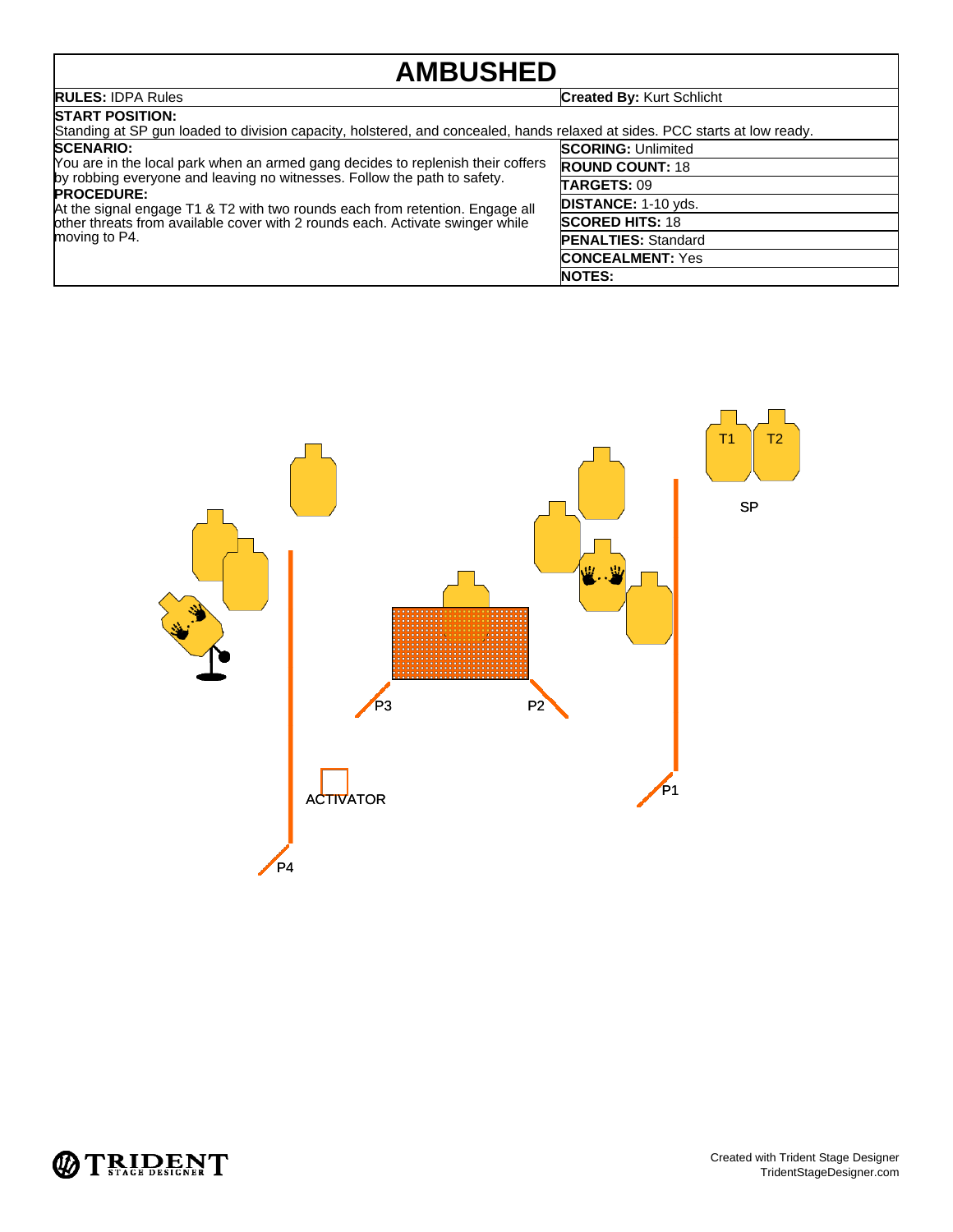# AMBUSHED

| RULES: IDPA Rules | Created By: Kurt Schlicht |
|---|---|

**START POSITION:**
Standing at SP gun loaded to division capacity, holstered, and concealed, hands relaxed at sides. PCC starts at low ready.

| SCENARIO: You are in the local park when an armed gang decides to replenish their coffers by robbing everyone and leaving no witnesses. Follow the path to safety. | SCORING: Unlimited |
|---|---|
| PROCEDURE: At the signal engage T1 & T2 with two rounds each from retention. Engage all other threats from available cover with 2 rounds each. Activate swinger while moving to P4. | ROUND COUNT: 18 |
| | TARGETS: 09 |
| | DISTANCE: 1-10 yds. |
| | SCORED HITS: 18 |
| | PENALTIES: Standard |
| | CONCEALMENT: Yes |
| | NOTES: |

T1 T2

SP

P3 P2

ACTIVATOR P1

P4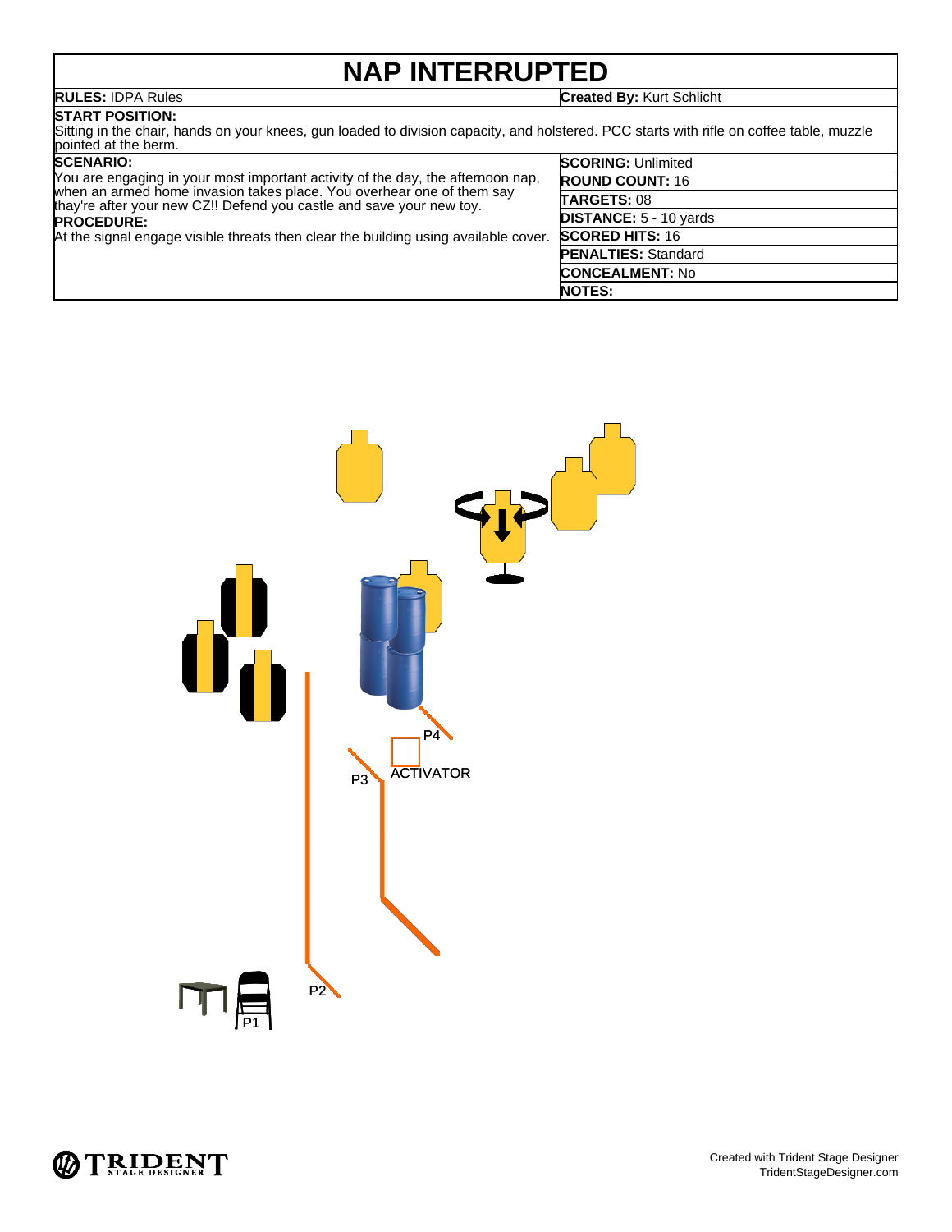# NAP INTERRUPTED

**RULES:** IDPA Rules

**Created By:** Kurt Schlicht

**START POSITION:**
Sitting in the chair, hands on your knees, gun loaded to division capacity, and holstered. PCC starts with rifle on coffee table, muzzle pointed at the berm.

**SCENARIO:**
You are engaging in your most important activity of the day, the afternoon nap, when an armed home invasion takes place. You overhear one of them say thay're after your new CZ!! Defend you castle and save your new toy.

**PROCEDURE:**
At the signal engage visible threats then clear the building using available cover.

| | |
|---|---|
| **SCORING:** | Unlimited |
| **ROUND COUNT:** | 16 |
| **TARGETS:** | 08 |
| **DISTANCE:** | 5 - 10 yards |
| **SCORED HITS:** | 16 |
| **PENALTIES:** | Standard |
| **CONCEALMENT:** | No |
| **NOTES:** | |

P4

P3

ACTIVATOR

P2

P1

Created with Trident Stage Designer
TridentStageDesigner.com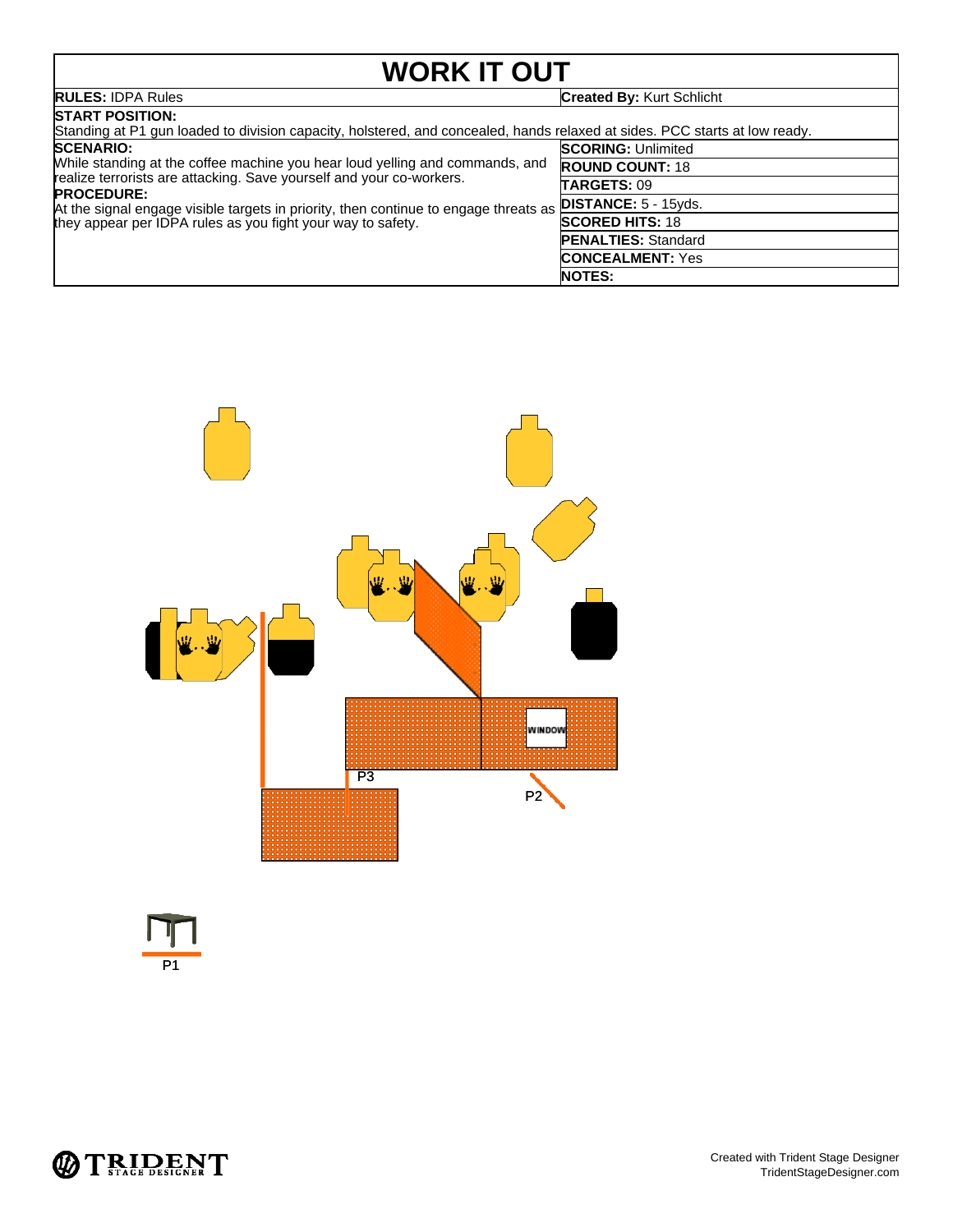# WORK IT OUT

| **RULES:** IDPA Rules | **Created By:** Kurt Schlicht |
|---|---|

**START POSITION:**
Standing at P1 gun loaded to division capacity, holstered, and concealed, hands relaxed at sides. PCC starts at low ready.

**SCENARIO:**
While standing at the coffee machine you hear loud yelling and commands, and realize terrorists are attacking. Save yourself and your co-workers.

**PROCEDURE:**
At the signal engage visible targets in priority, then continue to engage threats as they appear per IDPA rules as you fight your way to safety.

| | |
|---|---|
| **SCORING:** | Unlimited |
| **ROUND COUNT:** | 18 |
| **TARGETS:** | 09 |
| **DISTANCE:** | 5 - 15yds. |
| **SCORED HITS:** | 18 |
| **PENALTIES:** | Standard |
| **CONCEALMENT:** | Yes |
| **NOTES:** | |

WINDOW

P3

P2

P1

Created with Trident Stage Designer
TridentStageDesigner.com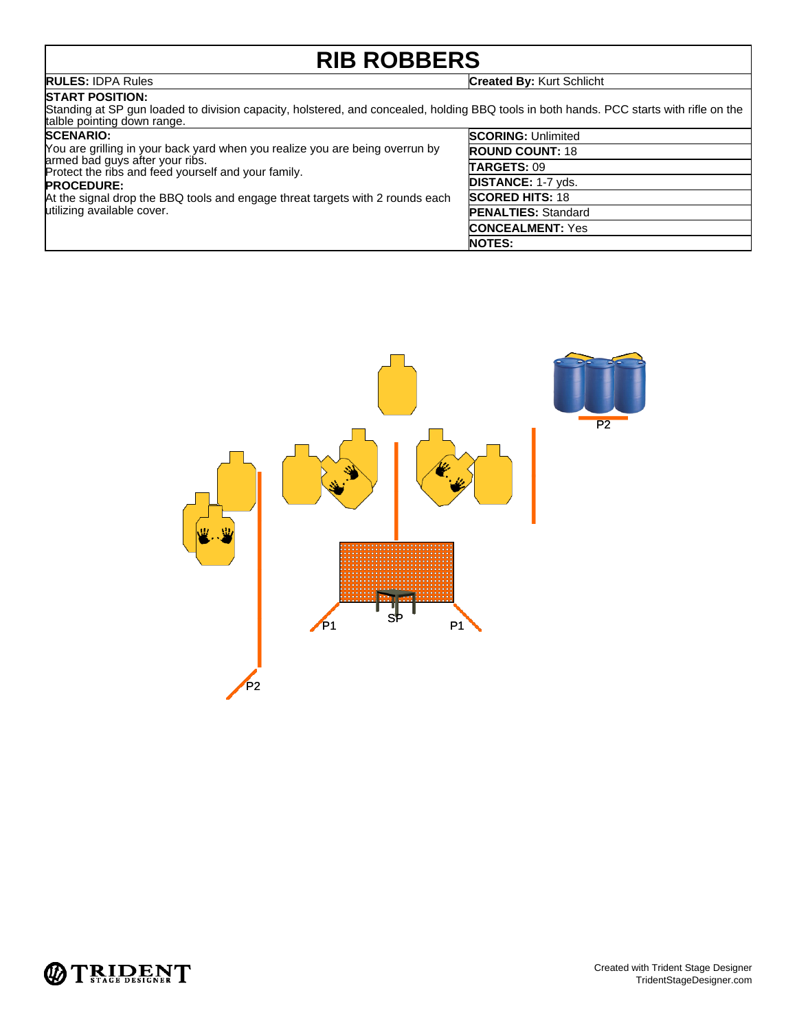# RIB ROBBERS

**RULES:** IDPA Rules

**Created By:** Kurt Schlicht

**START POSITION:**
Standing at SP gun loaded to division capacity, holstered, and concealed, holding BBQ tools in both hands. PCC starts with rifle on the talble pointing down range.

**SCENARIO:**
You are grilling in your back yard when you realize you are being overrun by armed bad guys after your ribs.
Protect the ribs and feed yourself and your family.

**PROCEDURE:**
At the signal drop the BBQ tools and engage threat targets with 2 rounds each utilizing available cover.

| | |
|---|---|
| **SCORING:** | Unlimited |
| **ROUND COUNT:** | 18 |
| **TARGETS:** | 09 |
| **DISTANCE:** | 1-7 yds. |
| **SCORED HITS:** | 18 |
| **PENALTIES:** | Standard |
| **CONCEALMENT:** | Yes |
| **NOTES:** | |

P2

P1 SP P1

P2

Created with Trident Stage Designer
TridentStageDesigner.com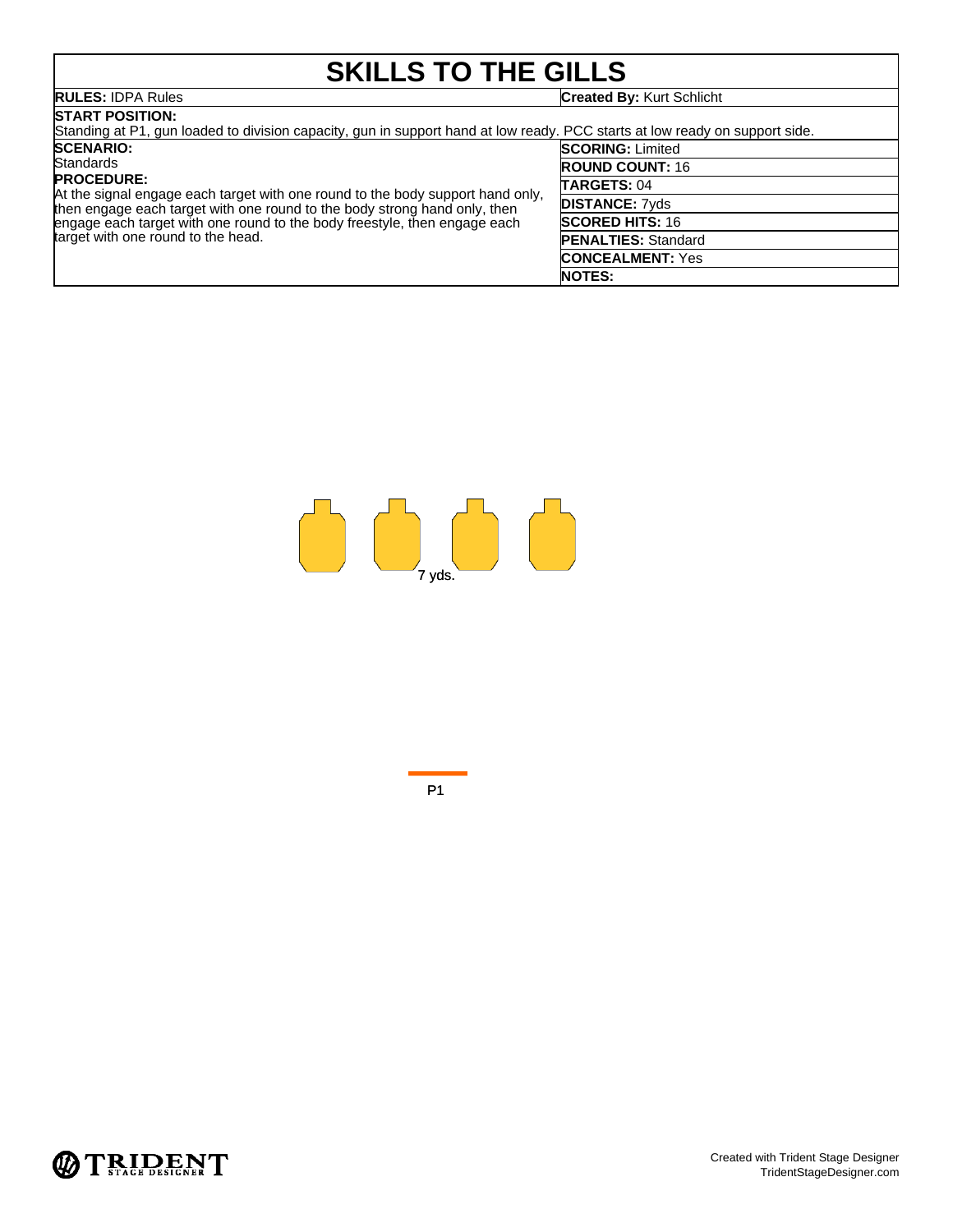# SKILLS TO THE GILLS

**RULES:** IDPA Rules

**Created By:** Kurt Schlicht

**START POSITION:**
Standing at P1, gun loaded to division capacity, gun in support hand at low ready. PCC starts at low ready on support side.

**SCENARIO:**
Standards

**PROCEDURE:**
At the signal engage each target with one round to the body support hand only, then engage each target with one round to the body strong hand only, then engage each target with one round to the body freestyle, then engage each target with one round to the head.

**SCORING:** Limited

**ROUND COUNT:** 16

**TARGETS:** 04

**DISTANCE:** 7yds

**SCORED HITS:** 16

**PENALTIES:** Standard

**CONCEALMENT:** Yes

**NOTES:**

7 yds.

P1

Created with Trident Stage Designer
TridentStageDesigner.com